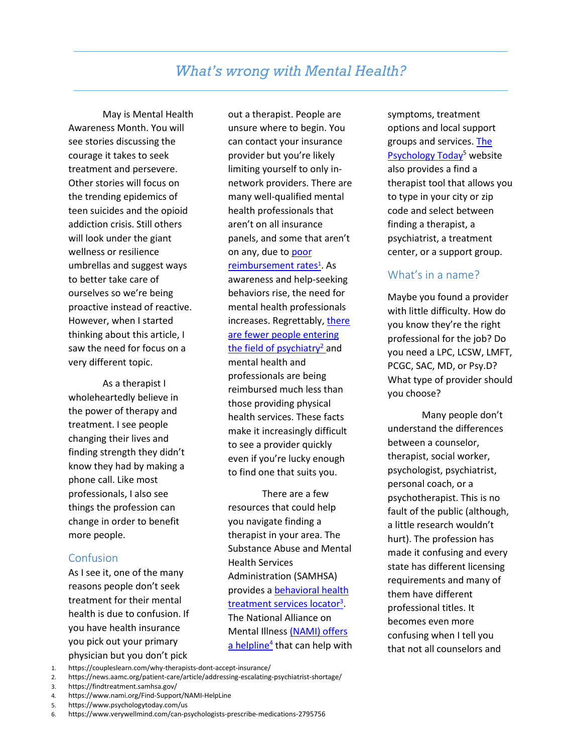# *What's wrong with Mental Health?*

May is Mental Health Awareness Month. You will see stories discussing the courage it takes to seek treatment and persevere. Other stories will focus on the trending epidemics of teen suicides and the opioid addiction crisis. Still others will look under the giant wellness or resilience umbrellas and suggest ways to better take care of ourselves so we're being proactive instead of reactive. However, when I started thinking about this article, I saw the need for focus on a very different topic.

As a therapist I wholeheartedly believe in the power of therapy and treatment. I see people changing their lives and finding strength they didn't know they had by making a phone call. Like most professionals, I also see things the profession can change in order to benefit more people.

## Confusion

As I see it, one of the many reasons people don't seek treatment for their mental health is due to confusion. If you have health insurance you pick out your primary physician but you don't pick out a therapist. People are unsure where to begin. You can contact your insurance provider but you're likely limiting yourself to only in-network providers. There are many well-qualified mental health professionals that aren't on all insurance panels, and some that aren't on any, due to poor reimbursement rates[1]. As awareness and help-seeking behaviors rise, the need for mental health professionals increases. Regrettably, there are fewer people entering the field of psychiatry[2] and mental health and professionals are being reimbursed much less than those providing physical health services. These facts make it increasingly difficult to see a provider quickly even if you're lucky enough to find one that suits you.

There are a few resources that could help you navigate finding a therapist in your area. The Substance Abuse and Mental Health Services Administration (SAMHSA) provides a behavioral health treatment services locator[3]. The National Alliance on Mental Illness (NAMI) offers a helpline[4] that can help with symptoms, treatment options and local support groups and services. The Psychology Today[5] website also provides a find a therapist tool that allows you to type in your city or zip code and select between finding a therapist, a psychiatrist, a treatment center, or a support group.

## What's in a name?

Maybe you found a provider with little difficulty. How do you know they're the right professional for the job? Do you need a LPC, LCSW, LMFT, PCGC, SAC, MD, or Psy.D? What type of provider should you choose?

Many people don't understand the differences between a counselor, therapist, social worker, psychologist, psychiatrist, personal coach, or a psychotherapist. This is no fault of the public (although, a little research wouldn't hurt). The profession has made it confusing and every state has different licensing requirements and many of them have different professional titles. It becomes even more confusing when I tell you that not all counselors and

1. https://coupleslearn.com/why-therapists-dont-accept-insurance/
2. https://news.aamc.org/patient-care/article/addressing-escalating-psychiatrist-shortage/
3. https://findtreatment.samhsa.gov/
4. https://www.nami.org/Find-Support/NAMI-HelpLine
5. https://www.psychologytoday.com/us
6. https://www.verywellmind.com/can-psychologists-prescribe-medications-2795756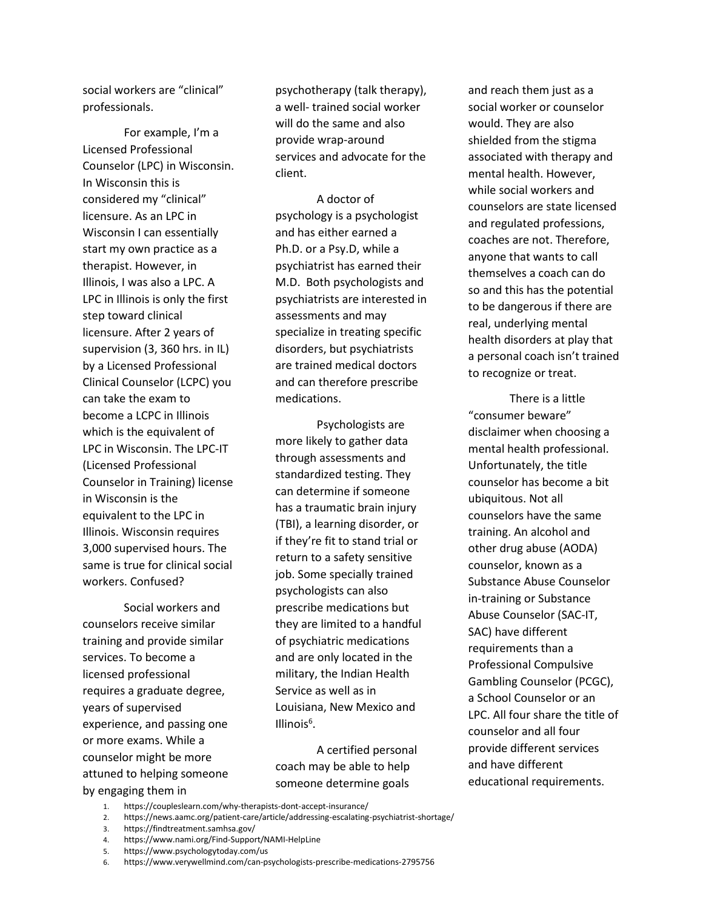social workers are "clinical" professionals.

For example, I'm a Licensed Professional Counselor (LPC) in Wisconsin. In Wisconsin this is considered my "clinical" licensure. As an LPC in Wisconsin I can essentially start my own practice as a therapist. However, in Illinois, I was also a LPC. A LPC in Illinois is only the first step toward clinical licensure. After 2 years of supervision (3, 360 hrs. in IL) by a Licensed Professional Clinical Counselor (LCPC) you can take the exam to become a LCPC in Illinois which is the equivalent of LPC in Wisconsin. The LPC-IT (Licensed Professional Counselor in Training) license in Wisconsin is the equivalent to the LPC in Illinois. Wisconsin requires 3,000 supervised hours. The same is true for clinical social workers. Confused?

Social workers and counselors receive similar training and provide similar services. To become a licensed professional requires a graduate degree, years of supervised experience, and passing one or more exams. While a counselor might be more attuned to helping someone by engaging them in psychotherapy (talk therapy), a well- trained social worker will do the same and also provide wrap-around services and advocate for the client.

A doctor of psychology is a psychologist and has either earned a Ph.D. or a Psy.D, while a psychiatrist has earned their M.D. Both psychologists and psychiatrists are interested in assessments and may specialize in treating specific disorders, but psychiatrists are trained medical doctors and can therefore prescribe medications.

Psychologists are more likely to gather data through assessments and standardized testing. They can determine if someone has a traumatic brain injury (TBI), a learning disorder, or if they're fit to stand trial or return to a safety sensitive job. Some specially trained psychologists can also prescribe medications but they are limited to a handful of psychiatric medications and are only located in the military, the Indian Health Service as well as in Louisiana, New Mexico and Illinois[6].

A certified personal coach may be able to help someone determine goals and reach them just as a social worker or counselor would. They are also shielded from the stigma associated with therapy and mental health. However, while social workers and counselors are state licensed and regulated professions, coaches are not. Therefore, anyone that wants to call themselves a coach can do so and this has the potential to be dangerous if there are real, underlying mental health disorders at play that a personal coach isn't trained to recognize or treat.

There is a little "consumer beware" disclaimer when choosing a mental health professional. Unfortunately, the title counselor has become a bit ubiquitous. Not all counselors have the same training. An alcohol and other drug abuse (AODA) counselor, known as a Substance Abuse Counselor in-training or Substance Abuse Counselor (SAC-IT, SAC) have different requirements than a Professional Compulsive Gambling Counselor (PCGC), a School Counselor or an LPC. All four share the title of counselor and all four provide different services and have different educational requirements.

1. https://coupleslearn.com/why-therapists-dont-accept-insurance/
2. https://news.aamc.org/patient-care/article/addressing-escalating-psychiatrist-shortage/
3. https://findtreatment.samhsa.gov/
4. https://www.nami.org/Find-Support/NAMI-HelpLine
5. https://www.psychologytoday.com/us
6. https://www.verywellmind.com/can-psychologists-prescribe-medications-2795756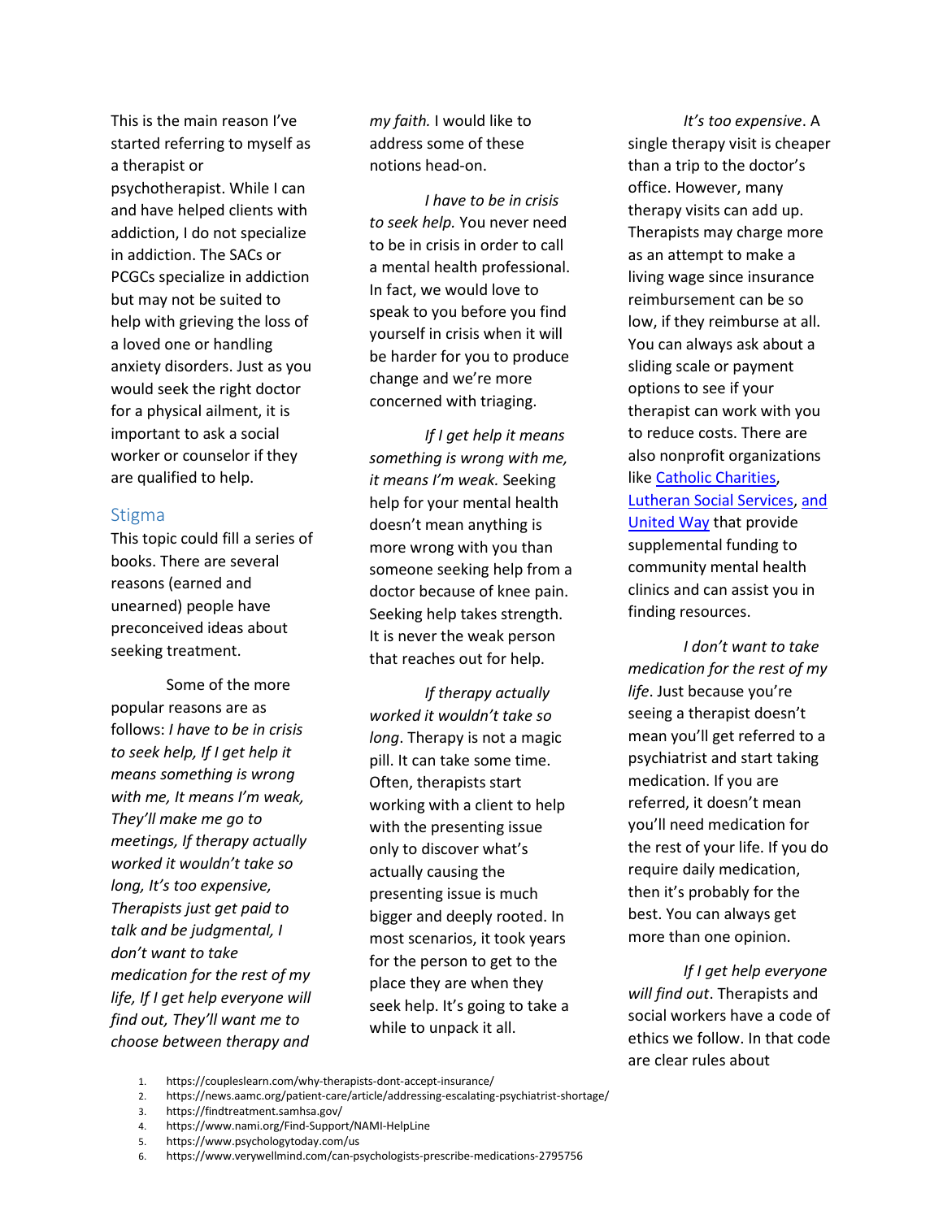This is the main reason I've started referring to myself as a therapist or psychotherapist. While I can and have helped clients with addiction, I do not specialize in addiction. The SACs or PCGCs specialize in addiction but may not be suited to help with grieving the loss of a loved one or handling anxiety disorders. Just as you would seek the right doctor for a physical ailment, it is important to ask a social worker or counselor if they are qualified to help.

## Stigma

This topic could fill a series of books. There are several reasons (earned and unearned) people have preconceived ideas about seeking treatment.

Some of the more popular reasons are as follows: *I have to be in crisis to seek help, If I get help it means something is wrong with me, It means I'm weak, They'll make me go to meetings, If therapy actually worked it wouldn't take so long, It's too expensive, Therapists just get paid to talk and be judgmental, I don't want to take medication for the rest of my life, If I get help everyone will find out, They'll want me to choose between therapy and my faith.* I would like to address some of these notions head-on.

*I have to be in crisis to seek help.* You never need to be in crisis in order to call a mental health professional. In fact, we would love to speak to you before you find yourself in crisis when it will be harder for you to produce change and we're more concerned with triaging.

*If I get help it means something is wrong with me, it means I'm weak.* Seeking help for your mental health doesn't mean anything is more wrong with you than someone seeking help from a doctor because of knee pain. Seeking help takes strength. It is never the weak person that reaches out for help.

*If therapy actually worked it wouldn't take so long*. Therapy is not a magic pill. It can take some time. Often, therapists start working with a client to help with the presenting issue only to discover what's actually causing the presenting issue is much bigger and deeply rooted. In most scenarios, it took years for the person to get to the place they are when they seek help. It's going to take a while to unpack it all.

*It's too expensive*. A single therapy visit is cheaper than a trip to the doctor's office. However, many therapy visits can add up. Therapists may charge more as an attempt to make a living wage since insurance reimbursement can be so low, if they reimburse at all. You can always ask about a sliding scale or payment options to see if your therapist can work with you to reduce costs. There are also nonprofit organizations like Catholic Charities, Lutheran Social Services, and United Way that provide supplemental funding to community mental health clinics and can assist you in finding resources.

*I don't want to take medication for the rest of my life*. Just because you're seeing a therapist doesn't mean you'll get referred to a psychiatrist and start taking medication. If you are referred, it doesn't mean you'll need medication for the rest of your life. If you do require daily medication, then it's probably for the best. You can always get more than one opinion.

*If I get help everyone will find out*. Therapists and social workers have a code of ethics we follow. In that code are clear rules about

1. https://coupleslearn.com/why-therapists-dont-accept-insurance/
2. https://news.aamc.org/patient-care/article/addressing-escalating-psychiatrist-shortage/
3. https://findtreatment.samhsa.gov/
4. https://www.nami.org/Find-Support/NAMI-HelpLine
5. https://www.psychologytoday.com/us
6. https://www.verywellmind.com/can-psychologists-prescribe-medications-2795756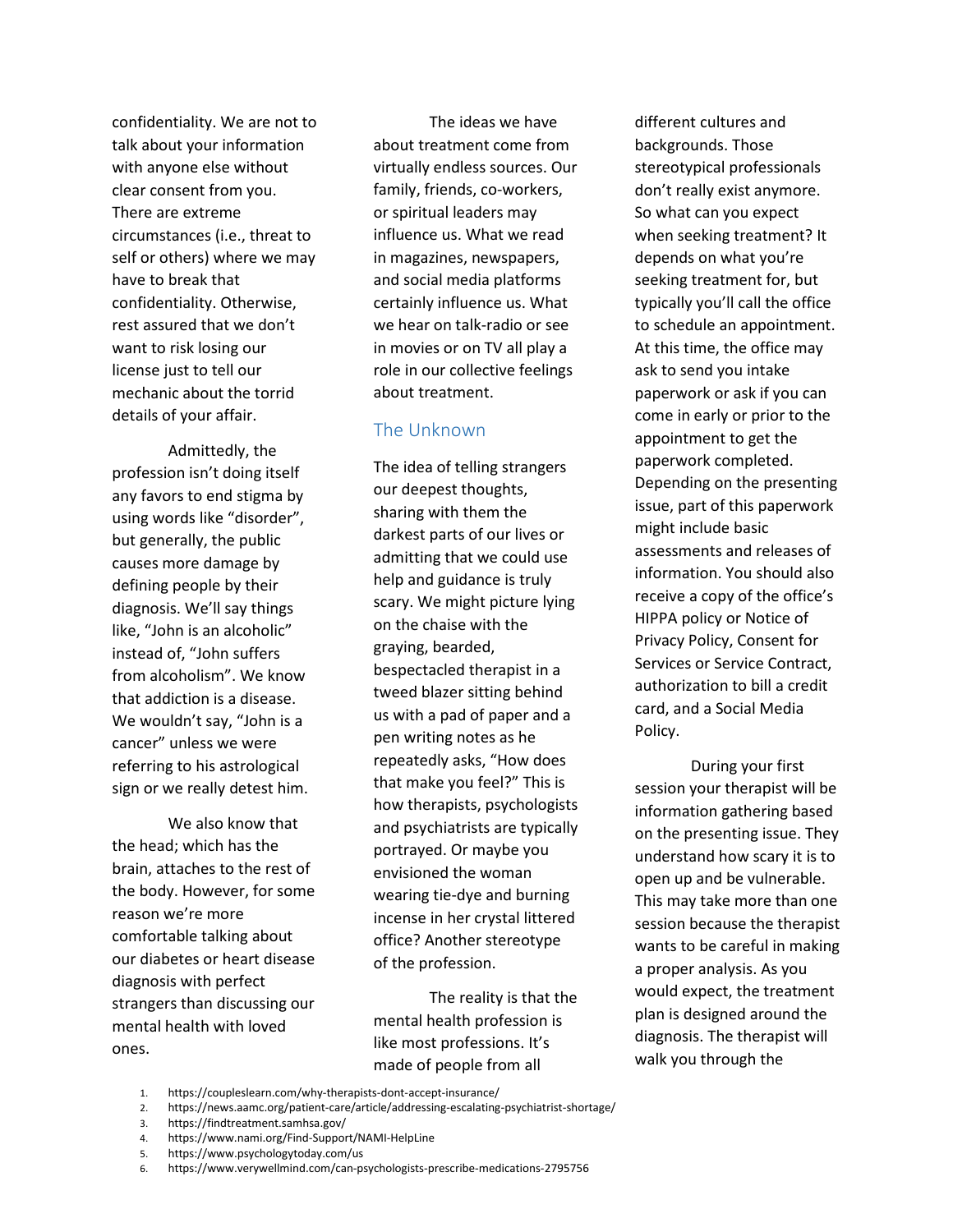confidentiality. We are not to talk about your information with anyone else without clear consent from you. There are extreme circumstances (i.e., threat to self or others) where we may have to break that confidentiality. Otherwise, rest assured that we don't want to risk losing our license just to tell our mechanic about the torrid details of your affair.

Admittedly, the profession isn't doing itself any favors to end stigma by using words like "disorder", but generally, the public causes more damage by defining people by their diagnosis. We'll say things like, "John is an alcoholic" instead of, "John suffers from alcoholism". We know that addiction is a disease. We wouldn't say, "John is a cancer" unless we were referring to his astrological sign or we really detest him.

We also know that the head; which has the brain, attaches to the rest of the body. However, for some reason we're more comfortable talking about our diabetes or heart disease diagnosis with perfect strangers than discussing our mental health with loved ones.

The ideas we have about treatment come from virtually endless sources. Our family, friends, co-workers, or spiritual leaders may influence us. What we read in magazines, newspapers, and social media platforms certainly influence us. What we hear on talk-radio or see in movies or on TV all play a role in our collective feelings about treatment.

## The Unknown

The idea of telling strangers our deepest thoughts, sharing with them the darkest parts of our lives or admitting that we could use help and guidance is truly scary. We might picture lying on the chaise with the graying, bearded, bespectacled therapist in a tweed blazer sitting behind us with a pad of paper and a pen writing notes as he repeatedly asks, "How does that make you feel?" This is how therapists, psychologists and psychiatrists are typically portrayed. Or maybe you envisioned the woman wearing tie-dye and burning incense in her crystal littered office? Another stereotype of the profession.

The reality is that the mental health profession is like most professions. It's made of people from all different cultures and backgrounds. Those stereotypical professionals don't really exist anymore. So what can you expect when seeking treatment? It depends on what you're seeking treatment for, but typically you'll call the office to schedule an appointment. At this time, the office may ask to send you intake paperwork or ask if you can come in early or prior to the appointment to get the paperwork completed. Depending on the presenting issue, part of this paperwork might include basic assessments and releases of information. You should also receive a copy of the office's HIPPA policy or Notice of Privacy Policy, Consent for Services or Service Contract, authorization to bill a credit card, and a Social Media Policy.

During your first session your therapist will be information gathering based on the presenting issue. They understand how scary it is to open up and be vulnerable. This may take more than one session because the therapist wants to be careful in making a proper analysis. As you would expect, the treatment plan is designed around the diagnosis. The therapist will walk you through the

1. https://coupleslearn.com/why-therapists-dont-accept-insurance/
2. https://news.aamc.org/patient-care/article/addressing-escalating-psychiatrist-shortage/
3. https://findtreatment.samhsa.gov/
4. https://www.nami.org/Find-Support/NAMI-HelpLine
5. https://www.psychologytoday.com/us
6. https://www.verywellmind.com/can-psychologists-prescribe-medications-2795756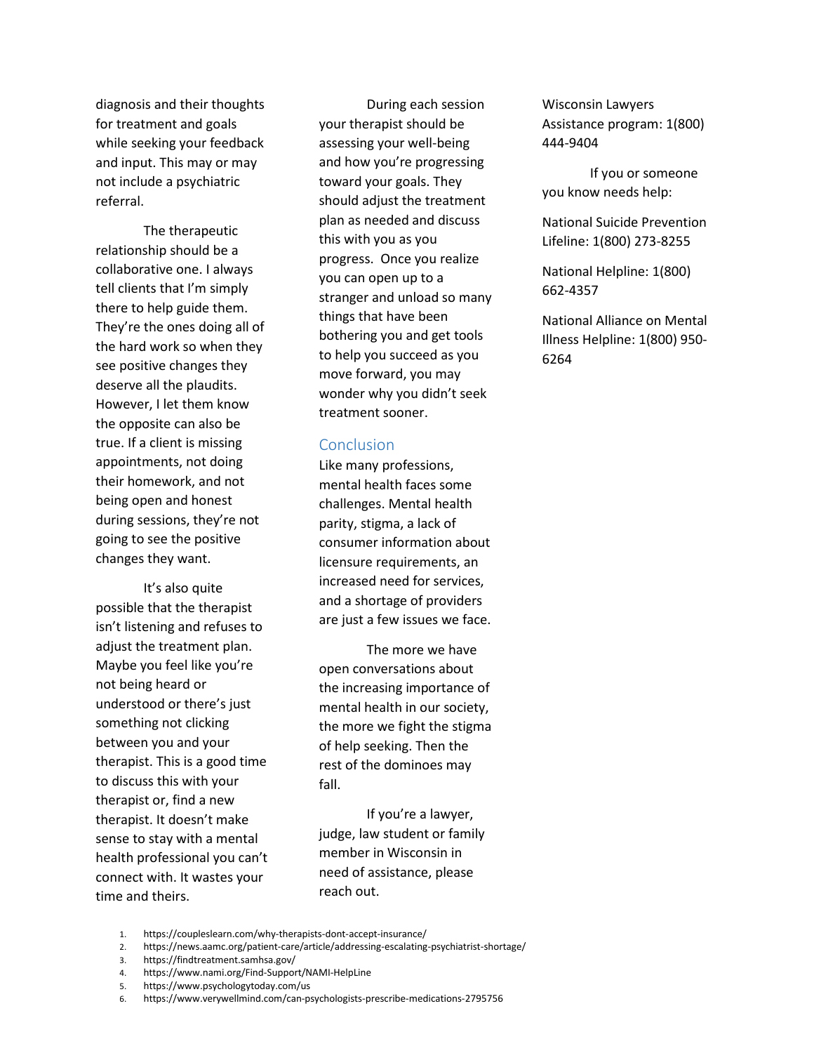diagnosis and their thoughts for treatment and goals while seeking your feedback and input. This may or may not include a psychiatric referral.

The therapeutic relationship should be a collaborative one. I always tell clients that I'm simply there to help guide them. They're the ones doing all of the hard work so when they see positive changes they deserve all the plaudits. However, I let them know the opposite can also be true. If a client is missing appointments, not doing their homework, and not being open and honest during sessions, they're not going to see the positive changes they want.

It's also quite possible that the therapist isn't listening and refuses to adjust the treatment plan. Maybe you feel like you're not being heard or understood or there's just something not clicking between you and your therapist. This is a good time to discuss this with your therapist or, find a new therapist. It doesn't make sense to stay with a mental health professional you can't connect with. It wastes your time and theirs.

During each session your therapist should be assessing your well-being and how you're progressing toward your goals. They should adjust the treatment plan as needed and discuss this with you as you progress. Once you realize you can open up to a stranger and unload so many things that have been bothering you and get tools to help you succeed as you move forward, you may wonder why you didn't seek treatment sooner.

## Conclusion

Like many professions, mental health faces some challenges. Mental health parity, stigma, a lack of consumer information about licensure requirements, an increased need for services, and a shortage of providers are just a few issues we face.

The more we have open conversations about the increasing importance of mental health in our society, the more we fight the stigma of help seeking. Then the rest of the dominoes may fall.

If you're a lawyer, judge, law student or family member in Wisconsin in need of assistance, please reach out.

Wisconsin Lawyers Assistance program: 1(800) 444-9404

If you or someone you know needs help:

National Suicide Prevention Lifeline: 1(800) 273-8255

National Helpline: 1(800) 662-4357

National Alliance on Mental Illness Helpline: 1(800) 950-6264

1. https://coupleslearn.com/why-therapists-dont-accept-insurance/
2. https://news.aamc.org/patient-care/article/addressing-escalating-psychiatrist-shortage/
3. https://findtreatment.samhsa.gov/
4. https://www.nami.org/Find-Support/NAMI-HelpLine
5. https://www.psychologytoday.com/us
6. https://www.verywellmind.com/can-psychologists-prescribe-medications-2795756